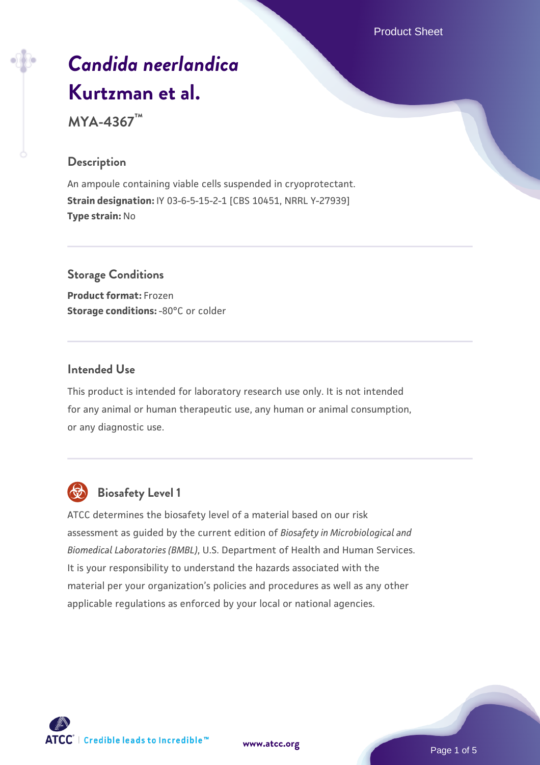# *Candida neerlandica* Kurtzman et al.

**MYA-4367™**

## Description

An ampoule containing viable cells suspended in cryoprotectant.
**Strain designation:** IY 03-6-5-15-2-1 [CBS 10451, NRRL Y-27939]
**Type strain:** No

## Storage Conditions

**Product format:** Frozen
**Storage conditions:** -80°C or colder

## Intended Use

This product is intended for laboratory research use only. It is not intended for any animal or human therapeutic use, any human or animal consumption, or any diagnostic use.

## Biosafety Level 1

ATCC determines the biosafety level of a material based on our risk assessment as guided by the current edition of *Biosafety in Microbiological and Biomedical Laboratories (BMBL)*, U.S. Department of Health and Human Services. It is your responsibility to understand the hazards associated with the material per your organization's policies and procedures as well as any other applicable regulations as enforced by your local or national agencies.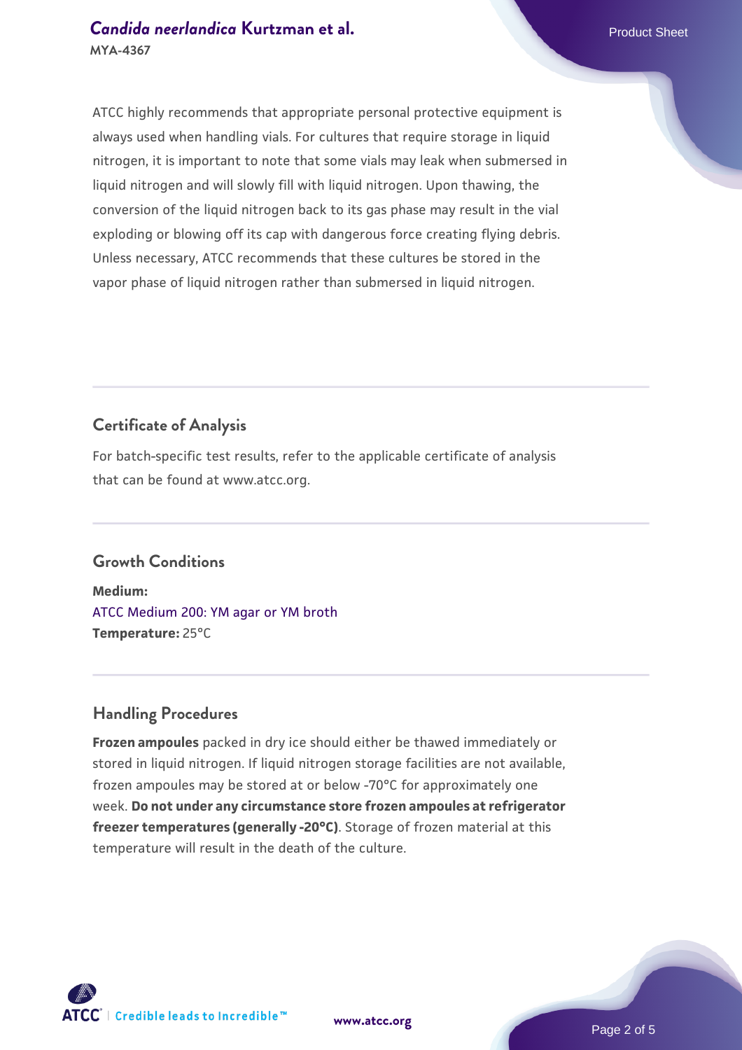ATCC highly recommends that appropriate personal protective equipment is always used when handling vials. For cultures that require storage in liquid nitrogen, it is important to note that some vials may leak when submersed in liquid nitrogen and will slowly fill with liquid nitrogen. Upon thawing, the conversion of the liquid nitrogen back to its gas phase may result in the vial exploding or blowing off its cap with dangerous force creating flying debris. Unless necessary, ATCC recommends that these cultures be stored in the vapor phase of liquid nitrogen rather than submersed in liquid nitrogen.

## Certificate of Analysis

For batch-specific test results, refer to the applicable certificate of analysis that can be found at www.atcc.org.

## Growth Conditions

**Medium:**
ATCC Medium 200: YM agar or YM broth
**Temperature:** 25°C

## Handling Procedures

**Frozen ampoules** packed in dry ice should either be thawed immediately or stored in liquid nitrogen. If liquid nitrogen storage facilities are not available, frozen ampoules may be stored at or below -70°C for approximately one week. **Do not under any circumstance store frozen ampoules at refrigerator freezer temperatures (generally -20°C)**. Storage of frozen material at this temperature will result in the death of the culture.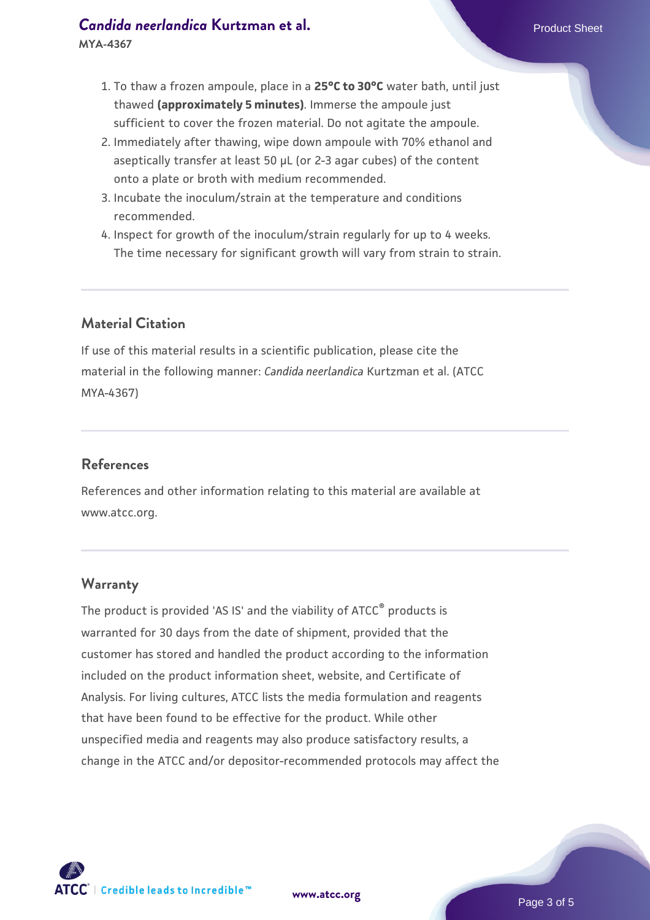1. To thaw a frozen ampoule, place in a **25°C to 30°C** water bath, until just thawed **(approximately 5 minutes)**. Immerse the ampoule just sufficient to cover the frozen material. Do not agitate the ampoule.
2. Immediately after thawing, wipe down ampoule with 70% ethanol and aseptically transfer at least 50 µL (or 2-3 agar cubes) of the content onto a plate or broth with medium recommended.
3. Incubate the inoculum/strain at the temperature and conditions recommended.
4. Inspect for growth of the inoculum/strain regularly for up to 4 weeks. The time necessary for significant growth will vary from strain to strain.

## Material Citation

If use of this material results in a scientific publication, please cite the material in the following manner: *Candida neerlandica* Kurtzman et al. (ATCC MYA-4367)

## References

References and other information relating to this material are available at www.atcc.org.

## Warranty

The product is provided 'AS IS' and the viability of ATCC® products is warranted for 30 days from the date of shipment, provided that the customer has stored and handled the product according to the information included on the product information sheet, website, and Certificate of Analysis. For living cultures, ATCC lists the media formulation and reagents that have been found to be effective for the product. While other unspecified media and reagents may also produce satisfactory results, a change in the ATCC and/or depositor-recommended protocols may affect the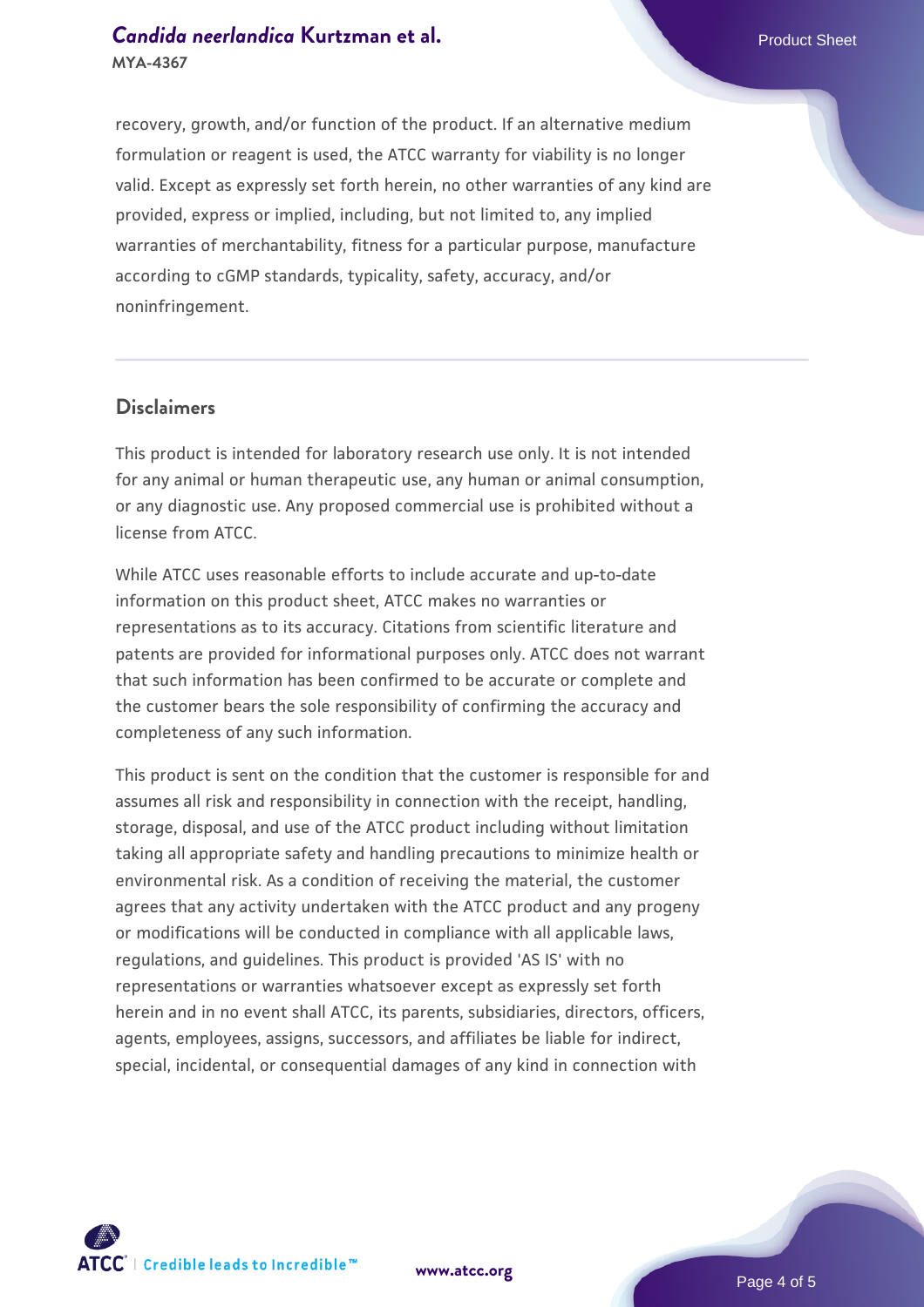recovery, growth, and/or function of the product. If an alternative medium formulation or reagent is used, the ATCC warranty for viability is no longer valid. Except as expressly set forth herein, no other warranties of any kind are provided, express or implied, including, but not limited to, any implied warranties of merchantability, fitness for a particular purpose, manufacture according to cGMP standards, typicality, safety, accuracy, and/or noninfringement.

## Disclaimers

This product is intended for laboratory research use only. It is not intended for any animal or human therapeutic use, any human or animal consumption, or any diagnostic use. Any proposed commercial use is prohibited without a license from ATCC.

While ATCC uses reasonable efforts to include accurate and up-to-date information on this product sheet, ATCC makes no warranties or representations as to its accuracy. Citations from scientific literature and patents are provided for informational purposes only. ATCC does not warrant that such information has been confirmed to be accurate or complete and the customer bears the sole responsibility of confirming the accuracy and completeness of any such information.

This product is sent on the condition that the customer is responsible for and assumes all risk and responsibility in connection with the receipt, handling, storage, disposal, and use of the ATCC product including without limitation taking all appropriate safety and handling precautions to minimize health or environmental risk. As a condition of receiving the material, the customer agrees that any activity undertaken with the ATCC product and any progeny or modifications will be conducted in compliance with all applicable laws, regulations, and guidelines. This product is provided 'AS IS' with no representations or warranties whatsoever except as expressly set forth herein and in no event shall ATCC, its parents, subsidiaries, directors, officers, agents, employees, assigns, successors, and affiliates be liable for indirect, special, incidental, or consequential damages of any kind in connection with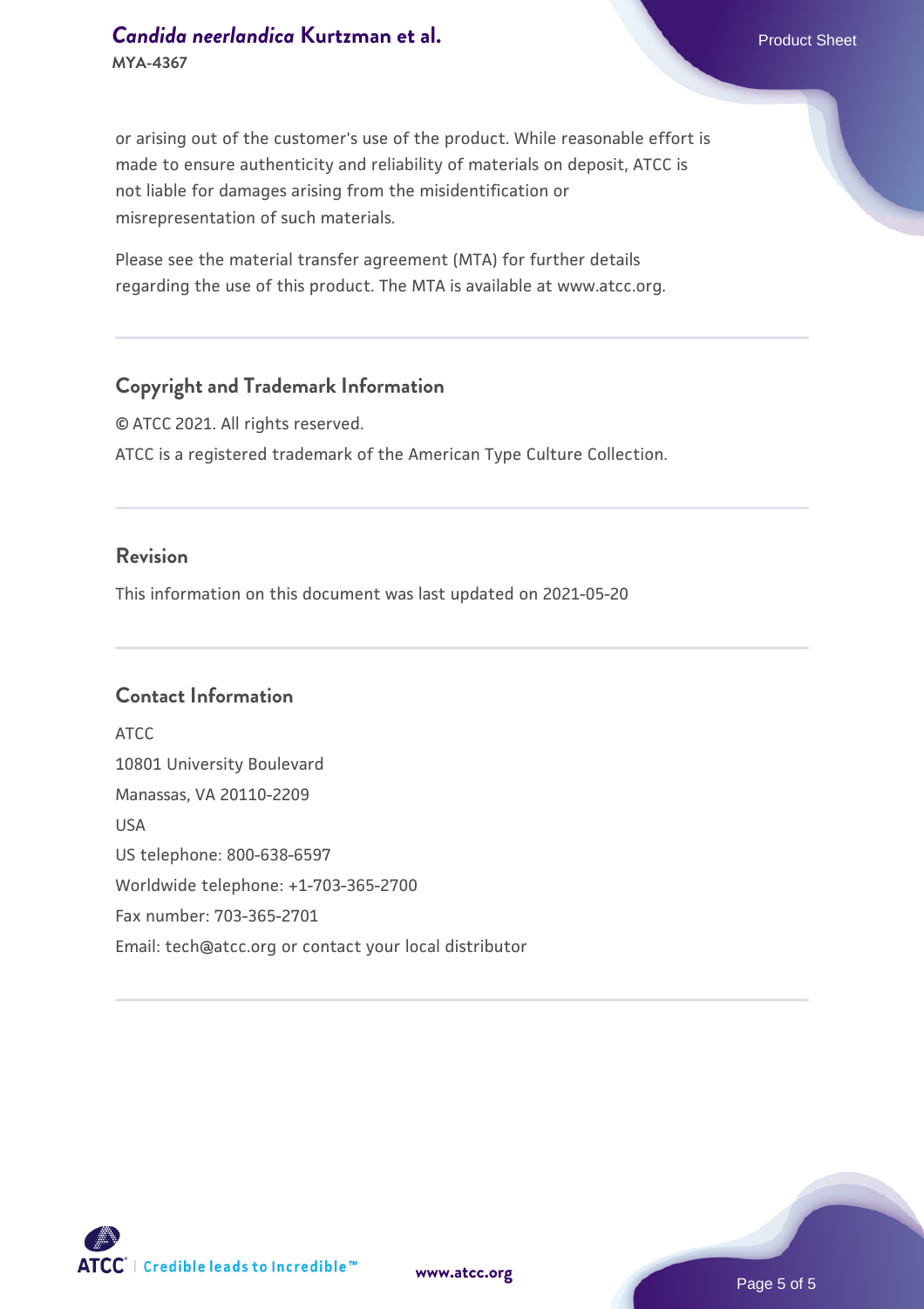or arising out of the customer's use of the product. While reasonable effort is made to ensure authenticity and reliability of materials on deposit, ATCC is not liable for damages arising from the misidentification or misrepresentation of such materials.

Please see the material transfer agreement (MTA) for further details regarding the use of this product. The MTA is available at www.atcc.org.

## Copyright and Trademark Information

© ATCC 2021. All rights reserved.

ATCC is a registered trademark of the American Type Culture Collection.

## Revision

This information on this document was last updated on 2021-05-20

## Contact Information

ATCC
10801 University Boulevard
Manassas, VA 20110-2209
USA
US telephone: 800-638-6597
Worldwide telephone: +1-703-365-2700
Fax number: 703-365-2701
Email: tech@atcc.org or contact your local distributor